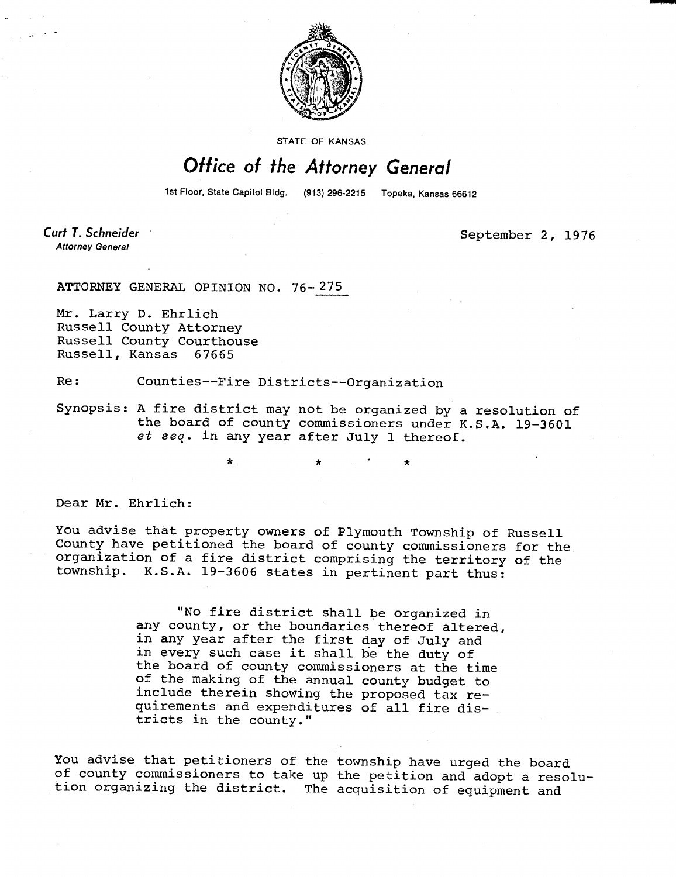STATE OF KANSAS

# Office of the Attorney General

1st Floor, State Capitol Bldg. (913) 296-2215 Topeka, Kansas 66612

**Curt T. Schneider**
*Attorney General*

September 2, 1976

ATTORNEY GENERAL OPINION NO. 76-275

Mr. Larry D. Ehrlich
Russell County Attorney
Russell County Courthouse
Russell, Kansas 67665

Re: Counties--Fire Districts--Organization

Synopsis: A fire district may not be organized by a resolution of the board of county commissioners under K.S.A. 19-3601 *et seq.* in any year after July 1 thereof.

\* \* \*

Dear Mr. Ehrlich:

You advise that property owners of Plymouth Township of Russell County have petitioned the board of county commissioners for the organization of a fire district comprising the territory of the township. K.S.A. 19-3606 states in pertinent part thus:

> "No fire district shall be organized in any county, or the boundaries thereof altered, in any year after the first day of July and in every such case it shall be the duty of the board of county commissioners at the time of the making of the annual county budget to include therein showing the proposed tax requirements and expenditures of all fire districts in the county."

You advise that petitioners of the township have urged the board of county commissioners to take up the petition and adopt a resolution organizing the district. The acquisition of equipment and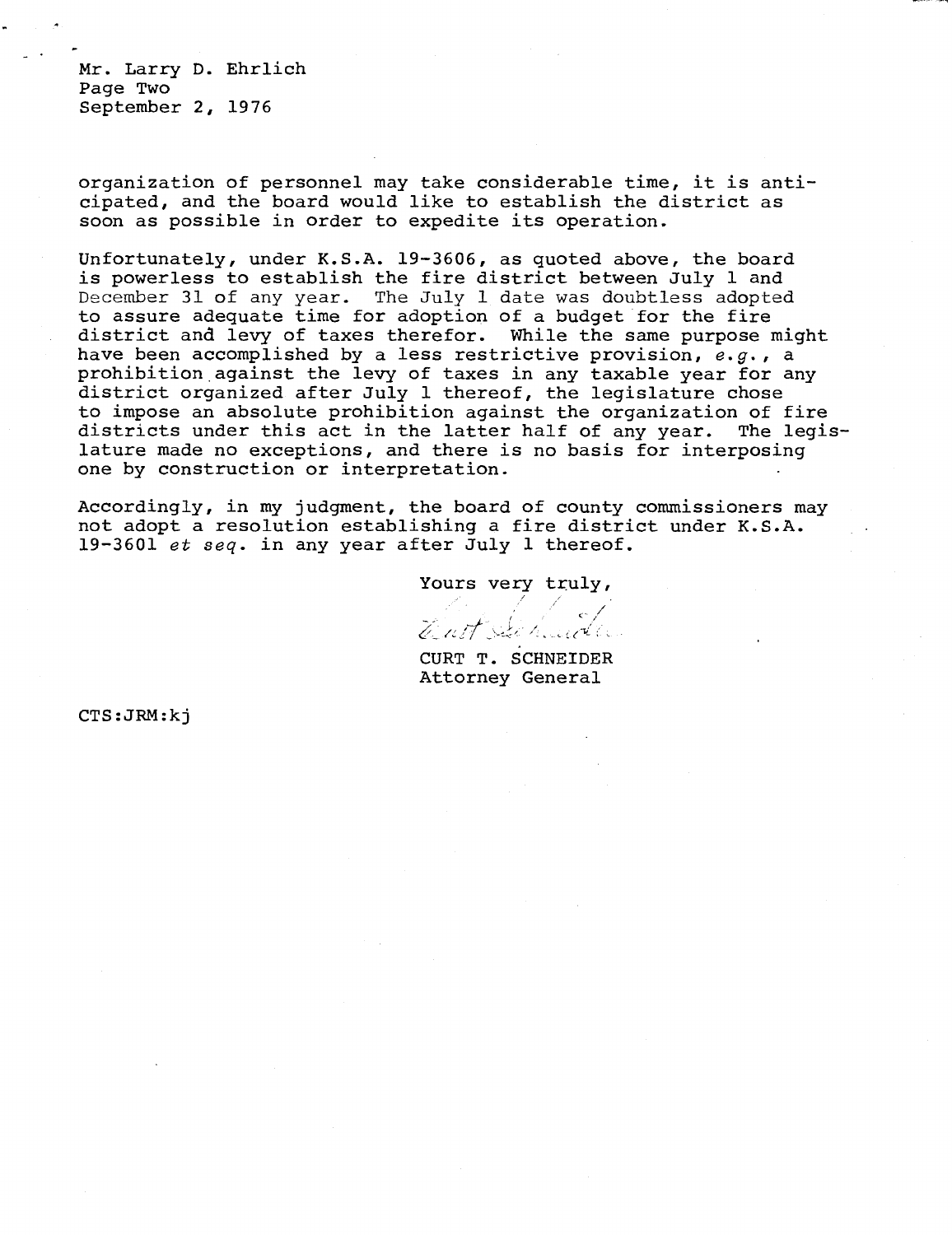Mr. Larry D. Ehrlich
Page Two
September 2, 1976

organization of personnel may take considerable time, it is anticipated, and the board would like to establish the district as soon as possible in order to expedite its operation.

Unfortunately, under K.S.A. 19-3606, as quoted above, the board is powerless to establish the fire district between July 1 and December 31 of any year. The July 1 date was doubtless adopted to assure adequate time for adoption of a budget for the fire district and levy of taxes therefor. While the same purpose might have been accomplished by a less restrictive provision, *e.g.*, a prohibition against the levy of taxes in any taxable year for any district organized after July 1 thereof, the legislature chose to impose an absolute prohibition against the organization of fire districts under this act in the latter half of any year. The legislature made no exceptions, and there is no basis for interposing one by construction or interpretation.

Accordingly, in my judgment, the board of county commissioners may not adopt a resolution establishing a fire district under K.S.A. 19-3601 *et seq.* in any year after July 1 thereof.

Yours very truly,

CURT T. SCHNEIDER
Attorney General

CTS:JRM:kj